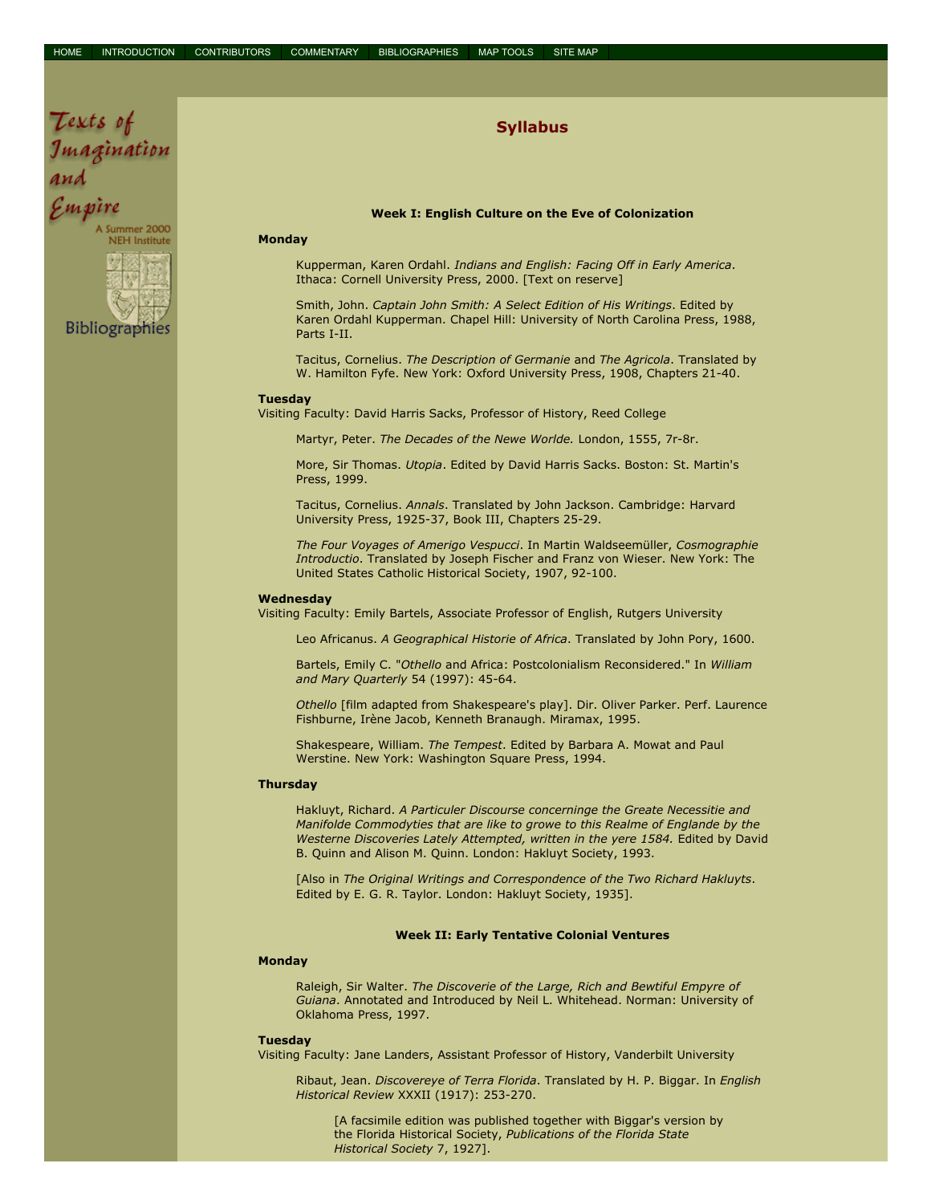HOME | INTRODUCTION | CONTRIBUTORS | COMMENTARY | BIBLIOGRAPHIES | MAP TOOLS | SITE MAP

Texts of Imagination and Empire

A Summer 2000 NEH Institute

Bibliographies

# Syllabus

### Week I: English Culture on the Eve of Colonization

**Monday**

Kupperman, Karen Ordahl. *Indians and English: Facing Off in Early America*. Ithaca: Cornell University Press, 2000. [Text on reserve]

Smith, John. *Captain John Smith: A Select Edition of His Writings*. Edited by Karen Ordahl Kupperman. Chapel Hill: University of North Carolina Press, 1988, Parts I-II.

Tacitus, Cornelius. *The Description of Germanie* and *The Agricola*. Translated by W. Hamilton Fyfe. New York: Oxford University Press, 1908, Chapters 21-40.

**Tuesday**
Visiting Faculty: David Harris Sacks, Professor of History, Reed College

Martyr, Peter. *The Decades of the Newe Worlde.* London, 1555, 7r-8r.

More, Sir Thomas. *Utopia*. Edited by David Harris Sacks. Boston: St. Martin's Press, 1999.

Tacitus, Cornelius. *Annals*. Translated by John Jackson. Cambridge: Harvard University Press, 1925-37, Book III, Chapters 25-29.

*The Four Voyages of Amerigo Vespucci*. In Martin Waldseemüller, *Cosmographie Introductio*. Translated by Joseph Fischer and Franz von Wieser. New York: The United States Catholic Historical Society, 1907, 92-100.

**Wednesday**
Visiting Faculty: Emily Bartels, Associate Professor of English, Rutgers University

Leo Africanus. *A Geographical Historie of Africa*. Translated by John Pory, 1600.

Bartels, Emily C. "*Othello* and Africa: Postcolonialism Reconsidered." In *William and Mary Quarterly* 54 (1997): 45-64.

*Othello* [film adapted from Shakespeare's play]. Dir. Oliver Parker. Perf. Laurence Fishburne, Irène Jacob, Kenneth Branaugh. Miramax, 1995.

Shakespeare, William. *The Tempest*. Edited by Barbara A. Mowat and Paul Werstine. New York: Washington Square Press, 1994.

**Thursday**

Hakluyt, Richard. *A Particuler Discourse concerninge the Greate Necessitie and Manifolde Commodyties that are like to growe to this Realme of Englande by the Westerne Discoveries Lately Attempted, written in the yere 1584.* Edited by David B. Quinn and Alison M. Quinn. London: Hakluyt Society, 1993.

[Also in *The Original Writings and Correspondence of the Two Richard Hakluyts*. Edited by E. G. R. Taylor. London: Hakluyt Society, 1935].

### Week II: Early Tentative Colonial Ventures

**Monday**

Raleigh, Sir Walter. *The Discoverie of the Large, Rich and Bewtiful Empyre of Guiana*. Annotated and Introduced by Neil L. Whitehead. Norman: University of Oklahoma Press, 1997.

**Tuesday**
Visiting Faculty: Jane Landers, Assistant Professor of History, Vanderbilt University

Ribaut, Jean. *Discovereye of Terra Florida*. Translated by H. P. Biggar. In *English Historical Review* XXXII (1917): 253-270.

> [A facsimile edition was published together with Biggar's version by the Florida Historical Society, *Publications of the Florida State Historical Society* 7, 1927].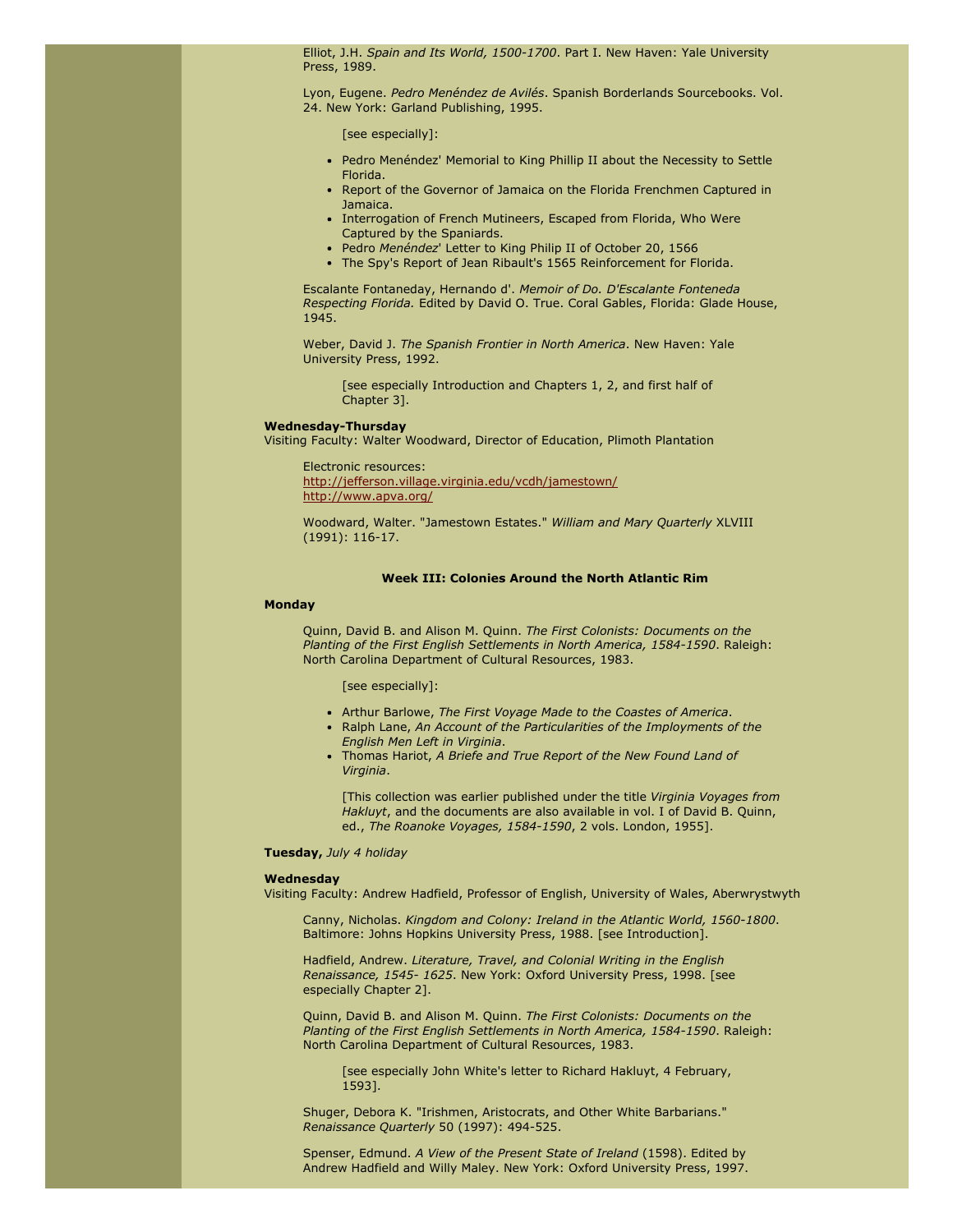Elliot, J.H. *Spain and Its World, 1500-1700*. Part I. New Haven: Yale University Press, 1989.

Lyon, Eugene. *Pedro Menéndez de Avilés*. Spanish Borderlands Sourcebooks. Vol. 24. New York: Garland Publishing, 1995.

[see especially]:

- Pedro Menéndez' Memorial to King Phillip II about the Necessity to Settle Florida.
- Report of the Governor of Jamaica on the Florida Frenchmen Captured in Jamaica.
- Interrogation of French Mutineers, Escaped from Florida, Who Were Captured by the Spaniards.
- Pedro *Menéndez*' Letter to King Philip II of October 20, 1566
- The Spy's Report of Jean Ribault's 1565 Reinforcement for Florida.

Escalante Fontaneday, Hernando d'. *Memoir of Do. D'Escalante Fonteneda Respecting Florida.* Edited by David O. True. Coral Gables, Florida: Glade House, 1945.

Weber, David J. *The Spanish Frontier in North America*. New Haven: Yale University Press, 1992.

[see especially Introduction and Chapters 1, 2, and first half of Chapter 3].

**Wednesday-Thursday**
Visiting Faculty: Walter Woodward, Director of Education, Plimoth Plantation

Electronic resources:
http://jefferson.village.virginia.edu/vcdh/jamestown/
http://www.apva.org/

Woodward, Walter. "Jamestown Estates." *William and Mary Quarterly* XLVIII (1991): 116-17.

## Week III: Colonies Around the North Atlantic Rim

**Monday**

Quinn, David B. and Alison M. Quinn. *The First Colonists: Documents on the Planting of the First English Settlements in North America, 1584-1590*. Raleigh: North Carolina Department of Cultural Resources, 1983.

[see especially]:

- Arthur Barlowe, *The First Voyage Made to the Coastes of America*.
- Ralph Lane, *An Account of the Particularities of the Imployments of the English Men Left in Virginia*.
- Thomas Hariot, *A Briefe and True Report of the New Found Land of Virginia*.

[This collection was earlier published under the title *Virginia Voyages from Hakluyt*, and the documents are also available in vol. I of David B. Quinn, ed., *The Roanoke Voyages, 1584-1590*, 2 vols. London, 1955].

**Tuesday,** *July 4 holiday*

**Wednesday**
Visiting Faculty: Andrew Hadfield, Professor of English, University of Wales, Aberwrystwyth

Canny, Nicholas. *Kingdom and Colony: Ireland in the Atlantic World, 1560-1800*. Baltimore: Johns Hopkins University Press, 1988. [see Introduction].

Hadfield, Andrew. *Literature, Travel, and Colonial Writing in the English Renaissance, 1545- 1625*. New York: Oxford University Press, 1998. [see especially Chapter 2].

Quinn, David B. and Alison M. Quinn. *The First Colonists: Documents on the Planting of the First English Settlements in North America, 1584-1590*. Raleigh: North Carolina Department of Cultural Resources, 1983.

[see especially John White's letter to Richard Hakluyt, 4 February, 1593].

Shuger, Debora K. "Irishmen, Aristocrats, and Other White Barbarians." *Renaissance Quarterly* 50 (1997): 494-525.

Spenser, Edmund. *A View of the Present State of Ireland* (1598). Edited by Andrew Hadfield and Willy Maley. New York: Oxford University Press, 1997.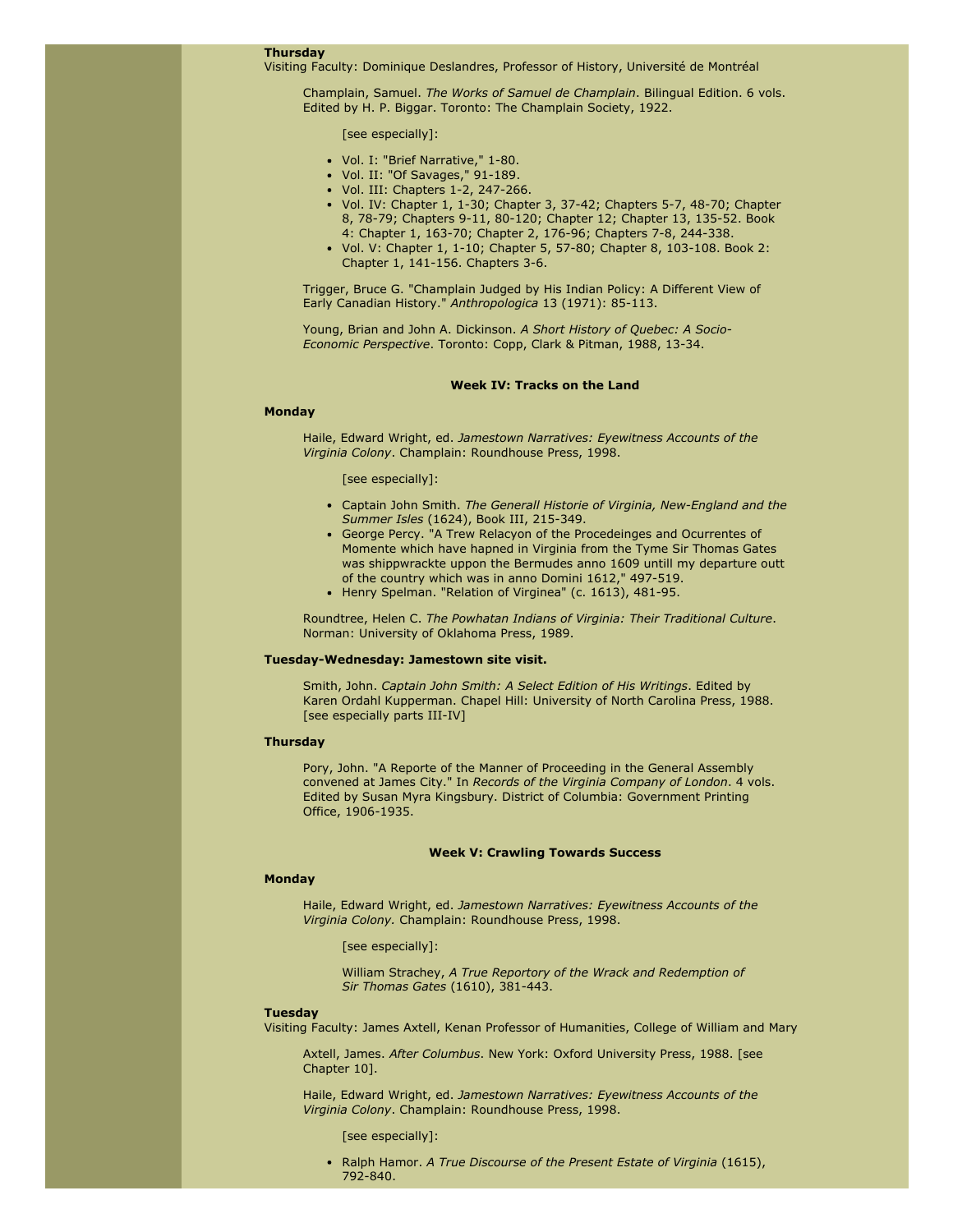**Thursday**
Visiting Faculty: Dominique Deslandres, Professor of History, Université de Montréal

Champlain, Samuel. *The Works of Samuel de Champlain*. Bilingual Edition. 6 vols. Edited by H. P. Biggar. Toronto: The Champlain Society, 1922.

[see especially]:

- Vol. I: "Brief Narrative," 1-80.
- Vol. II: "Of Savages," 91-189.
- Vol. III: Chapters 1-2, 247-266.
- Vol. IV: Chapter 1, 1-30; Chapter 3, 37-42; Chapters 5-7, 48-70; Chapter 8, 78-79; Chapters 9-11, 80-120; Chapter 12; Chapter 13, 135-52. Book 4: Chapter 1, 163-70; Chapter 2, 176-96; Chapters 7-8, 244-338.
- Vol. V: Chapter 1, 1-10; Chapter 5, 57-80; Chapter 8, 103-108. Book 2: Chapter 1, 141-156. Chapters 3-6.

Trigger, Bruce G. "Champlain Judged by His Indian Policy: A Different View of Early Canadian History." *Anthropologica* 13 (1971): 85-113.

Young, Brian and John A. Dickinson. *A Short History of Quebec: A Socio-Economic Perspective*. Toronto: Copp, Clark & Pitman, 1988, 13-34.

### Week IV: Tracks on the Land

**Monday**

Haile, Edward Wright, ed. *Jamestown Narratives: Eyewitness Accounts of the Virginia Colony*. Champlain: Roundhouse Press, 1998.

[see especially]:

- Captain John Smith. *The Generall Historie of Virginia, New-England and the Summer Isles* (1624), Book III, 215-349.
- George Percy. "A Trew Relacyon of the Procedeinges and Ocurrentes of Momente which have hapned in Virginia from the Tyme Sir Thomas Gates was shippwrackte uppon the Bermudes anno 1609 untill my departure outt of the country which was in anno Domini 1612," 497-519.
- Henry Spelman. "Relation of Virginea" (c. 1613), 481-95.

Roundtree, Helen C. *The Powhatan Indians of Virginia: Their Traditional Culture*. Norman: University of Oklahoma Press, 1989.

**Tuesday-Wednesday: Jamestown site visit.**

Smith, John. *Captain John Smith: A Select Edition of His Writings*. Edited by Karen Ordahl Kupperman. Chapel Hill: University of North Carolina Press, 1988. [see especially parts III-IV]

**Thursday**

Pory, John. "A Reporte of the Manner of Proceeding in the General Assembly convened at James City." In *Records of the Virginia Company of London*. 4 vols. Edited by Susan Myra Kingsbury. District of Columbia: Government Printing Office, 1906-1935.

### Week V: Crawling Towards Success

**Monday**

Haile, Edward Wright, ed. *Jamestown Narratives: Eyewitness Accounts of the Virginia Colony.* Champlain: Roundhouse Press, 1998.

[see especially]:

William Strachey, *A True Reportory of the Wrack and Redemption of Sir Thomas Gates* (1610), 381-443.

**Tuesday**
Visiting Faculty: James Axtell, Kenan Professor of Humanities, College of William and Mary

Axtell, James. *After Columbus*. New York: Oxford University Press, 1988. [see Chapter 10].

Haile, Edward Wright, ed. *Jamestown Narratives: Eyewitness Accounts of the Virginia Colony*. Champlain: Roundhouse Press, 1998.

[see especially]:

- Ralph Hamor. *A True Discourse of the Present Estate of Virginia* (1615), 792-840.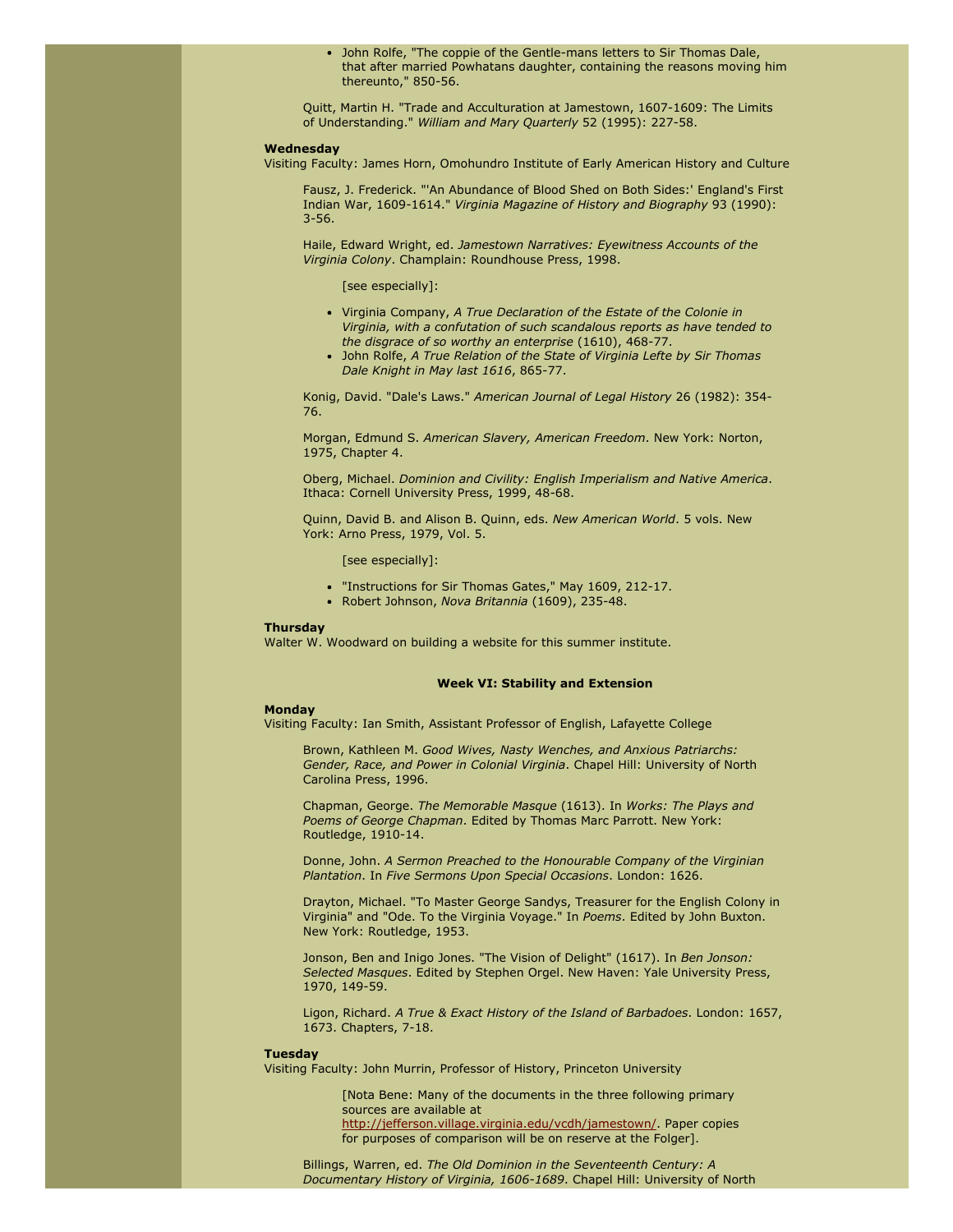- John Rolfe, "The coppie of the Gentle-mans letters to Sir Thomas Dale, that after married Powhatans daughter, containing the reasons moving him thereunto," 850-56.

Quitt, Martin H. "Trade and Acculturation at Jamestown, 1607-1609: The Limits of Understanding." *William and Mary Quarterly* 52 (1995): 227-58.

**Wednesday**
Visiting Faculty: James Horn, Omohundro Institute of Early American History and Culture

Fausz, J. Frederick. "'An Abundance of Blood Shed on Both Sides:' England's First Indian War, 1609-1614." *Virginia Magazine of History and Biography* 93 (1990): 3-56.

Haile, Edward Wright, ed. *Jamestown Narratives: Eyewitness Accounts of the Virginia Colony*. Champlain: Roundhouse Press, 1998.

[see especially]:

- Virginia Company, *A True Declaration of the Estate of the Colonie in Virginia, with a confutation of such scandalous reports as have tended to the disgrace of so worthy an enterprise* (1610), 468-77.
- John Rolfe, *A True Relation of the State of Virginia Lefte by Sir Thomas Dale Knight in May last 1616*, 865-77.

Konig, David. "Dale's Laws." *American Journal of Legal History* 26 (1982): 354-76.

Morgan, Edmund S. *American Slavery, American Freedom*. New York: Norton, 1975, Chapter 4.

Oberg, Michael. *Dominion and Civility: English Imperialism and Native America*. Ithaca: Cornell University Press, 1999, 48-68.

Quinn, David B. and Alison B. Quinn, eds. *New American World*. 5 vols. New York: Arno Press, 1979, Vol. 5.

[see especially]:

- "Instructions for Sir Thomas Gates," May 1609, 212-17.
- Robert Johnson, *Nova Britannia* (1609), 235-48.

**Thursday**
Walter W. Woodward on building a website for this summer institute.

### Week VI: Stability and Extension

**Monday**
Visiting Faculty: Ian Smith, Assistant Professor of English, Lafayette College

Brown, Kathleen M. *Good Wives, Nasty Wenches, and Anxious Patriarchs: Gender, Race, and Power in Colonial Virginia*. Chapel Hill: University of North Carolina Press, 1996.

Chapman, George. *The Memorable Masque* (1613). In *Works: The Plays and Poems of George Chapman*. Edited by Thomas Marc Parrott. New York: Routledge, 1910-14.

Donne, John. *A Sermon Preached to the Honourable Company of the Virginian Plantation*. In *Five Sermons Upon Special Occasions*. London: 1626.

Drayton, Michael. "To Master George Sandys, Treasurer for the English Colony in Virginia" and "Ode. To the Virginia Voyage." In *Poems*. Edited by John Buxton. New York: Routledge, 1953.

Jonson, Ben and Inigo Jones. "The Vision of Delight" (1617). In *Ben Jonson: Selected Masques*. Edited by Stephen Orgel. New Haven: Yale University Press, 1970, 149-59.

Ligon, Richard. *A True & Exact History of the Island of Barbadoes*. London: 1657, 1673. Chapters, 7-18.

**Tuesday**
Visiting Faculty: John Murrin, Professor of History, Princeton University

[Nota Bene: Many of the documents in the three following primary sources are available at http://jefferson.village.virginia.edu/vcdh/jamestown/. Paper copies for purposes of comparison will be on reserve at the Folger].

Billings, Warren, ed. *The Old Dominion in the Seventeenth Century: A Documentary History of Virginia, 1606-1689*. Chapel Hill: University of North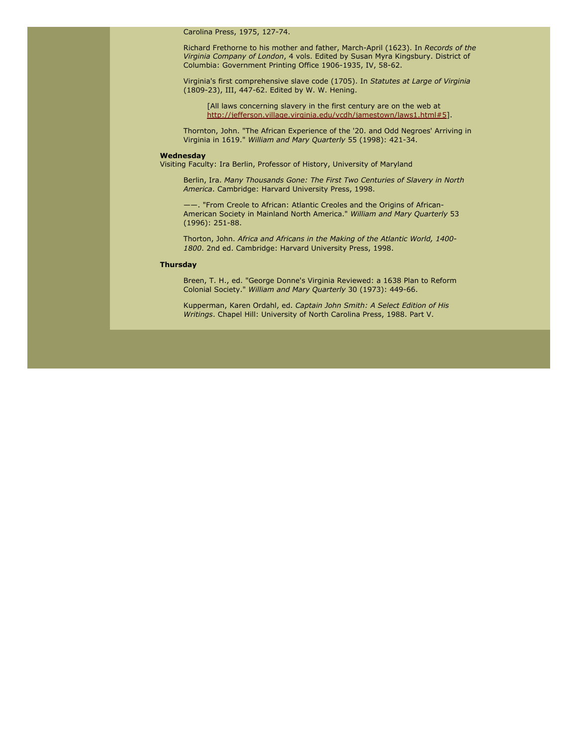Carolina Press, 1975, 127-74.

Richard Frethorne to his mother and father, March-April (1623). In *Records of the Virginia Company of London*, 4 vols. Edited by Susan Myra Kingsbury. District of Columbia: Government Printing Office 1906-1935, IV, 58-62.

Virginia's first comprehensive slave code (1705). In *Statutes at Large of Virginia* (1809-23), III, 447-62. Edited by W. W. Hening.

> [All laws concerning slavery in the first century are on the web at http://jefferson.village.virginia.edu/vcdh/jamestown/laws1.html#5].

Thornton, John. "The African Experience of the '20. and Odd Negroes' Arriving in Virginia in 1619." *William and Mary Quarterly* 55 (1998): 421-34.

**Wednesday**
Visiting Faculty: Ira Berlin, Professor of History, University of Maryland

Berlin, Ira. *Many Thousands Gone: The First Two Centuries of Slavery in North America*. Cambridge: Harvard University Press, 1998.

——. "From Creole to African: Atlantic Creoles and the Origins of African-American Society in Mainland North America." *William and Mary Quarterly* 53 (1996): 251-88.

Thorton, John. *Africa and Africans in the Making of the Atlantic World, 1400-1800*. 2nd ed. Cambridge: Harvard University Press, 1998.

**Thursday**

Breen, T. H., ed. "George Donne's Virginia Reviewed: a 1638 Plan to Reform Colonial Society." *William and Mary Quarterly* 30 (1973): 449-66.

Kupperman, Karen Ordahl, ed. *Captain John Smith: A Select Edition of His Writings*. Chapel Hill: University of North Carolina Press, 1988. Part V.